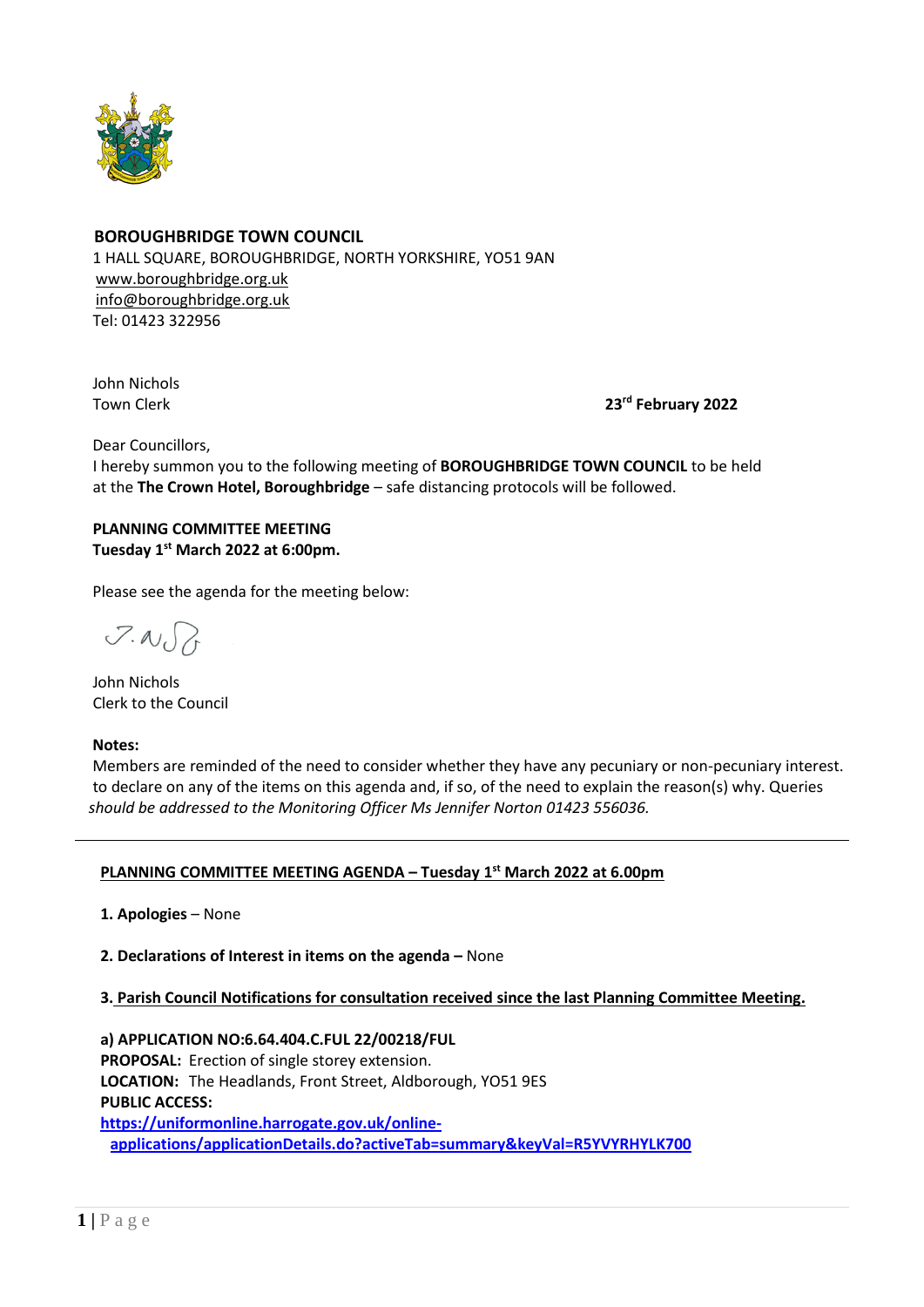**BOROUGHBRIDGE TOWN COUNCIL**
1 HALL SQUARE, BOROUGHBRIDGE, NORTH YORKSHIRE, YO51 9AN
www.boroughbridge.org.uk
info@boroughbridge.org.uk
Tel: 01423 322956

John Nichols
Town Clerk

**23rd February 2022**

Dear Councillors,
I hereby summon you to the following meeting of **BOROUGHBRIDGE TOWN COUNCIL** to be held at the **The Crown Hotel, Boroughbridge** – safe distancing protocols will be followed.

**PLANNING COMMITTEE MEETING**
**Tuesday 1st March 2022 at 6:00pm.**

Please see the agenda for the meeting below:

John Nichols
Clerk to the Council

**Notes:**
Members are reminded of the need to consider whether they have any pecuniary or non-pecuniary interest. to declare on any of the items on this agenda and, if so, of the need to explain the reason(s) why. Queries *should be addressed to the Monitoring Officer Ms Jennifer Norton 01423 556036.*

---

## PLANNING COMMITTEE MEETING AGENDA – Tuesday 1st March 2022 at 6.00pm

**1. Apologies** – None

**2. Declarations of Interest in items on the agenda –** None

**3. Parish Council Notifications for consultation received since the last Planning Committee Meeting.**

**a) APPLICATION NO:6.64.404.C.FUL 22/00218/FUL**
**PROPOSAL:** Erection of single storey extension.
**LOCATION:** The Headlands, Front Street, Aldborough, YO51 9ES
**PUBLIC ACCESS:**
**https://uniformonline.harrogate.gov.uk/online-applications/applicationDetails.do?activeTab=summary&keyVal=R5YVYRHYLK700**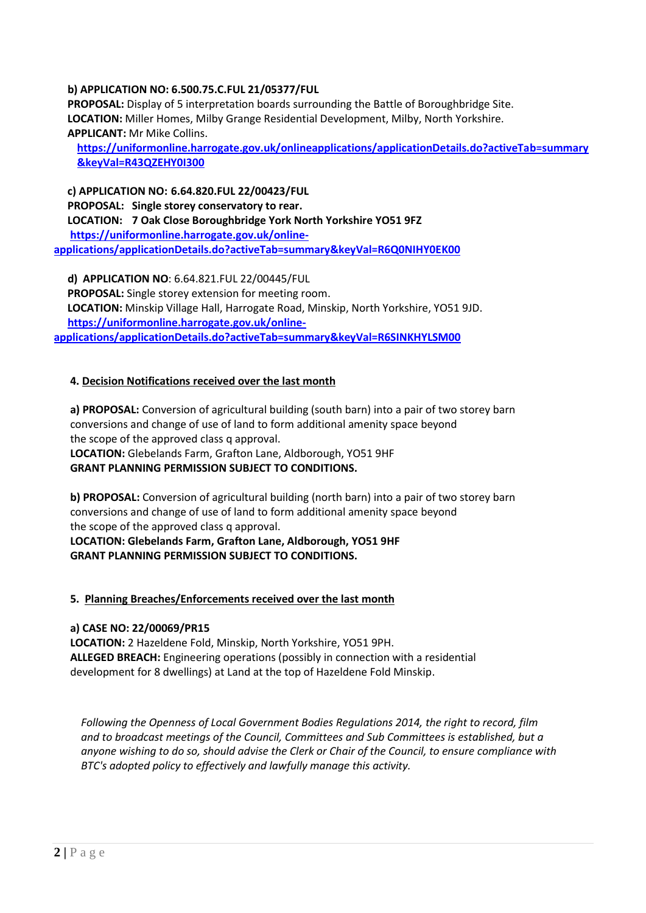**b) APPLICATION NO: 6.500.75.C.FUL 21/05377/FUL**
**PROPOSAL:** Display of 5 interpretation boards surrounding the Battle of Boroughbridge Site.
**LOCATION:** Miller Homes, Milby Grange Residential Development, Milby, North Yorkshire.
**APPLICANT:** Mr Mike Collins.
**https://uniformonline.harrogate.gov.uk/onlineapplications/applicationDetails.do?activeTab=summary&keyVal=R43QZEHY0I300**

**c) APPLICATION NO: 6.64.820.FUL 22/00423/FUL**
**PROPOSAL: Single storey conservatory to rear.**
**LOCATION: 7 Oak Close Boroughbridge York North Yorkshire YO51 9FZ**
**https://uniformonline.harrogate.gov.uk/online-applications/applicationDetails.do?activeTab=summary&keyVal=R6Q0NIHY0EK00**

**d) APPLICATION NO**: 6.64.821.FUL 22/00445/FUL
**PROPOSAL:** Single storey extension for meeting room.
**LOCATION:** Minskip Village Hall, Harrogate Road, Minskip, North Yorkshire, YO51 9JD.
**https://uniformonline.harrogate.gov.uk/online-applications/applicationDetails.do?activeTab=summary&keyVal=R6SINKHYLSM00**

## 4. Decision Notifications received over the last month

**a) PROPOSAL:** Conversion of agricultural building (south barn) into a pair of two storey barn conversions and change of use of land to form additional amenity space beyond the scope of the approved class q approval.
**LOCATION:** Glebelands Farm, Grafton Lane, Aldborough, YO51 9HF
**GRANT PLANNING PERMISSION SUBJECT TO CONDITIONS.**

**b) PROPOSAL:** Conversion of agricultural building (north barn) into a pair of two storey barn conversions and change of use of land to form additional amenity space beyond the scope of the approved class q approval.
**LOCATION: Glebelands Farm, Grafton Lane, Aldborough, YO51 9HF**
**GRANT PLANNING PERMISSION SUBJECT TO CONDITIONS.**

## 5. Planning Breaches/Enforcements received over the last month

**a) CASE NO: 22/00069/PR15**
**LOCATION:** 2 Hazeldene Fold, Minskip, North Yorkshire, YO51 9PH.
**ALLEGED BREACH:** Engineering operations (possibly in connection with a residential development for 8 dwellings) at Land at the top of Hazeldene Fold Minskip.

*Following the Openness of Local Government Bodies Regulations 2014, the right to record, film and to broadcast meetings of the Council, Committees and Sub Committees is established, but a anyone wishing to do so, should advise the Clerk or Chair of the Council, to ensure compliance with BTC's adopted policy to effectively and lawfully manage this activity.*